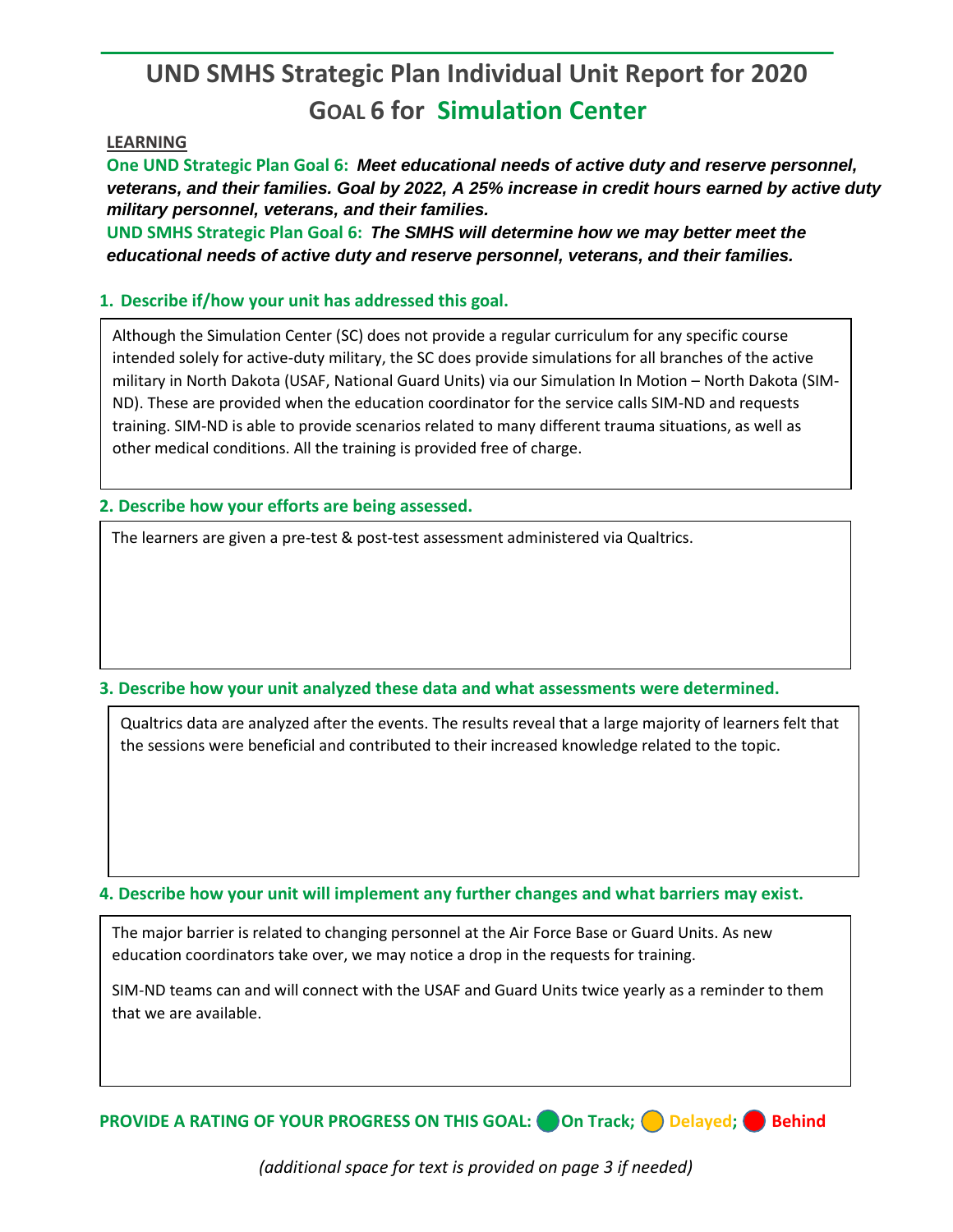# UND SMHS Strategic Plan Individual Unit Report for 2020

## GOAL 6 for Simulation Center

**LEARNING**

**One UND Strategic Plan Goal 6:** ***Meet educational needs of active duty and reserve personnel, veterans, and their families. Goal by 2022, A 25% increase in credit hours earned by active duty military personnel, veterans, and their families.***

**UND SMHS Strategic Plan Goal 6:** ***The SMHS will determine how we may better meet the educational needs of active duty and reserve personnel, veterans, and their families.***

### 1. Describe if/how your unit has addressed this goal.

Although the Simulation Center (SC) does not provide a regular curriculum for any specific course intended solely for active-duty military, the SC does provide simulations for all branches of the active military in North Dakota (USAF, National Guard Units) via our Simulation In Motion – North Dakota (SIM-ND). These are provided when the education coordinator for the service calls SIM-ND and requests training. SIM-ND is able to provide scenarios related to many different trauma situations, as well as other medical conditions. All the training is provided free of charge.

### 2. Describe how your efforts are being assessed.

The learners are given a pre-test & post-test assessment administered via Qualtrics.

### 3. Describe how your unit analyzed these data and what assessments were determined.

Qualtrics data are analyzed after the events. The results reveal that a large majority of learners felt that the sessions were beneficial and contributed to their increased knowledge related to the topic.

### 4. Describe how your unit will implement any further changes and what barriers may exist.

The major barrier is related to changing personnel at the Air Force Base or Guard Units. As new education coordinators take over, we may notice a drop in the requests for training.

SIM-ND teams can and will connect with the USAF and Guard Units twice yearly as a reminder to them that we are available.

**PROVIDE A RATING OF YOUR PROGRESS ON THIS GOAL: On Track; Delayed; Behind**

*(additional space for text is provided on page 3 if needed)*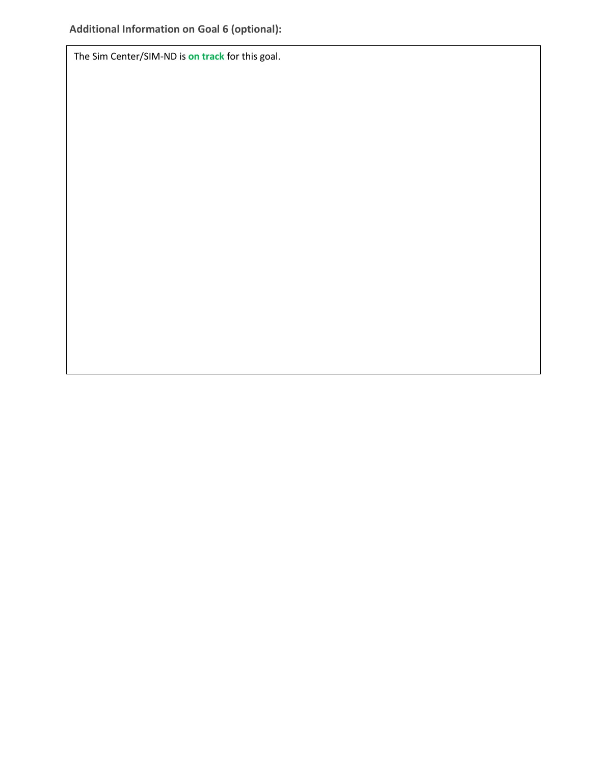**Additional Information on Goal 6 (optional):**

The Sim Center/SIM-ND is **on track** for this goal.